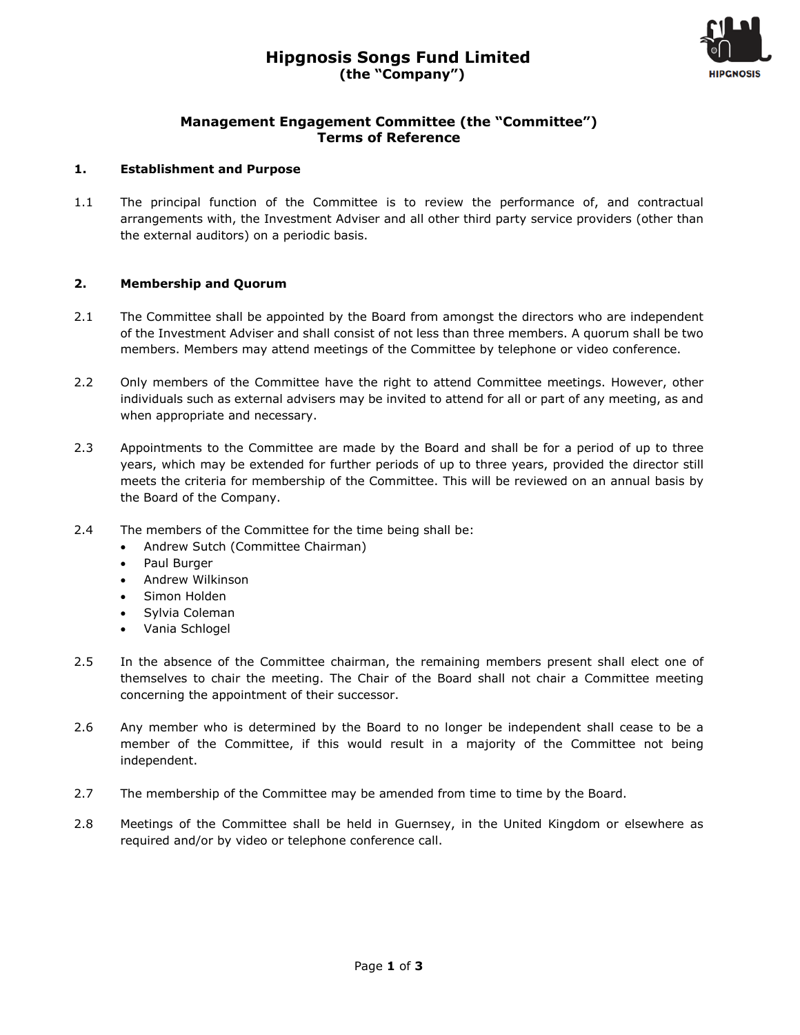# Hipgnosis Songs Fund Limited
**(the "Company")**

## Management Engagement Committee (the "Committee")
## Terms of Reference

### 1. Establishment and Purpose

1.1 The principal function of the Committee is to review the performance of, and contractual arrangements with, the Investment Adviser and all other third party service providers (other than the external auditors) on a periodic basis.

### 2. Membership and Quorum

2.1 The Committee shall be appointed by the Board from amongst the directors who are independent of the Investment Adviser and shall consist of not less than three members. A quorum shall be two members. Members may attend meetings of the Committee by telephone or video conference.

2.2 Only members of the Committee have the right to attend Committee meetings. However, other individuals such as external advisers may be invited to attend for all or part of any meeting, as and when appropriate and necessary.

2.3 Appointments to the Committee are made by the Board and shall be for a period of up to three years, which may be extended for further periods of up to three years, provided the director still meets the criteria for membership of the Committee. This will be reviewed on an annual basis by the Board of the Company.

2.4 The members of the Committee for the time being shall be:
- Andrew Sutch (Committee Chairman)
- Paul Burger
- Andrew Wilkinson
- Simon Holden
- Sylvia Coleman
- Vania Schlogel

2.5 In the absence of the Committee chairman, the remaining members present shall elect one of themselves to chair the meeting. The Chair of the Board shall not chair a Committee meeting concerning the appointment of their successor.

2.6 Any member who is determined by the Board to no longer be independent shall cease to be a member of the Committee, if this would result in a majority of the Committee not being independent.

2.7 The membership of the Committee may be amended from time to time by the Board.

2.8 Meetings of the Committee shall be held in Guernsey, in the United Kingdom or elsewhere as required and/or by video or telephone conference call.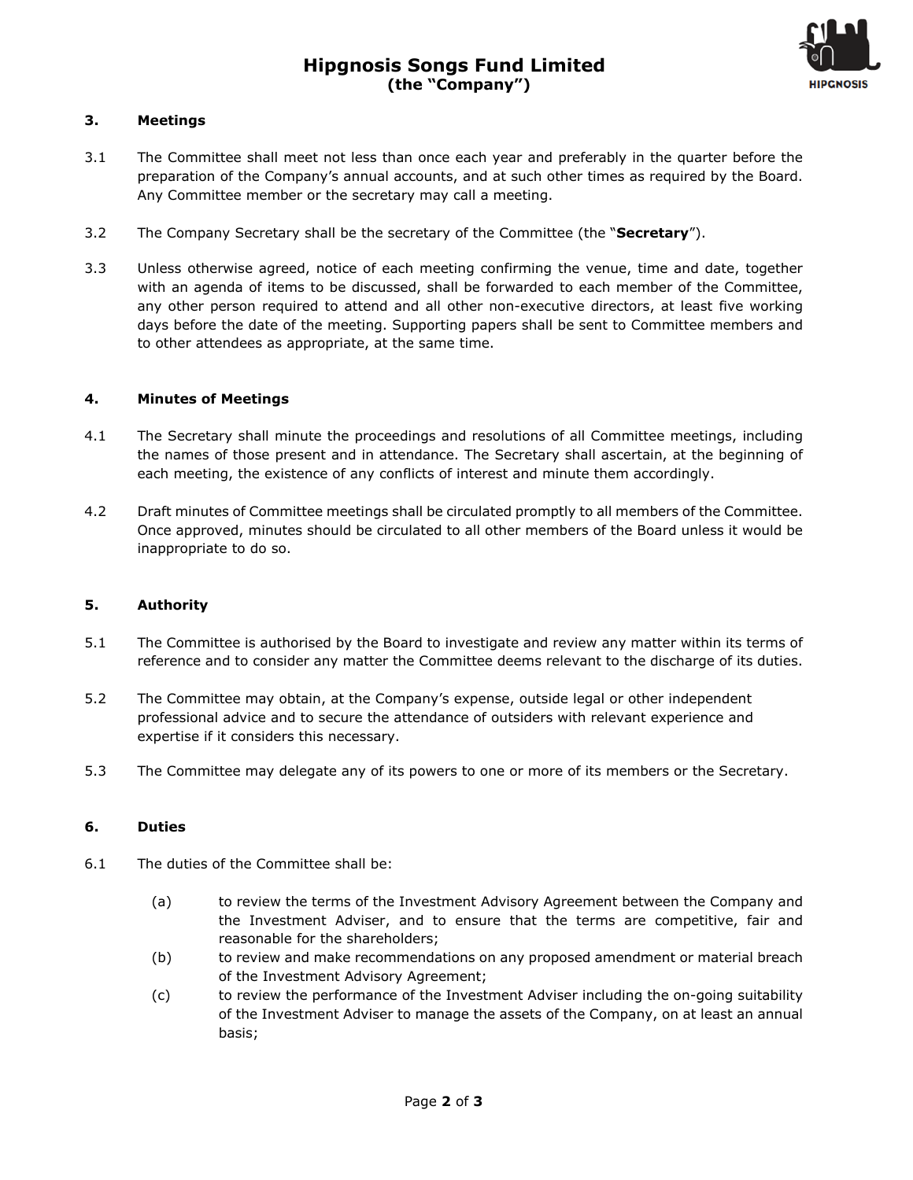### 3. Meetings

3.1 The Committee shall meet not less than once each year and preferably in the quarter before the preparation of the Company's annual accounts, and at such other times as required by the Board. Any Committee member or the secretary may call a meeting.

3.2 The Company Secretary shall be the secretary of the Committee (the "**Secretary**").

3.3 Unless otherwise agreed, notice of each meeting confirming the venue, time and date, together with an agenda of items to be discussed, shall be forwarded to each member of the Committee, any other person required to attend and all other non-executive directors, at least five working days before the date of the meeting. Supporting papers shall be sent to Committee members and to other attendees as appropriate, at the same time.

### 4. Minutes of Meetings

4.1 The Secretary shall minute the proceedings and resolutions of all Committee meetings, including the names of those present and in attendance. The Secretary shall ascertain, at the beginning of each meeting, the existence of any conflicts of interest and minute them accordingly.

4.2 Draft minutes of Committee meetings shall be circulated promptly to all members of the Committee. Once approved, minutes should be circulated to all other members of the Board unless it would be inappropriate to do so.

### 5. Authority

5.1 The Committee is authorised by the Board to investigate and review any matter within its terms of reference and to consider any matter the Committee deems relevant to the discharge of its duties.

5.2 The Committee may obtain, at the Company's expense, outside legal or other independent professional advice and to secure the attendance of outsiders with relevant experience and expertise if it considers this necessary.

5.3 The Committee may delegate any of its powers to one or more of its members or the Secretary.

### 6. Duties

6.1 The duties of the Committee shall be:

(a) to review the terms of the Investment Advisory Agreement between the Company and the Investment Adviser, and to ensure that the terms are competitive, fair and reasonable for the shareholders;

(b) to review and make recommendations on any proposed amendment or material breach of the Investment Advisory Agreement;

(c) to review the performance of the Investment Adviser including the on-going suitability of the Investment Adviser to manage the assets of the Company, on at least an annual basis;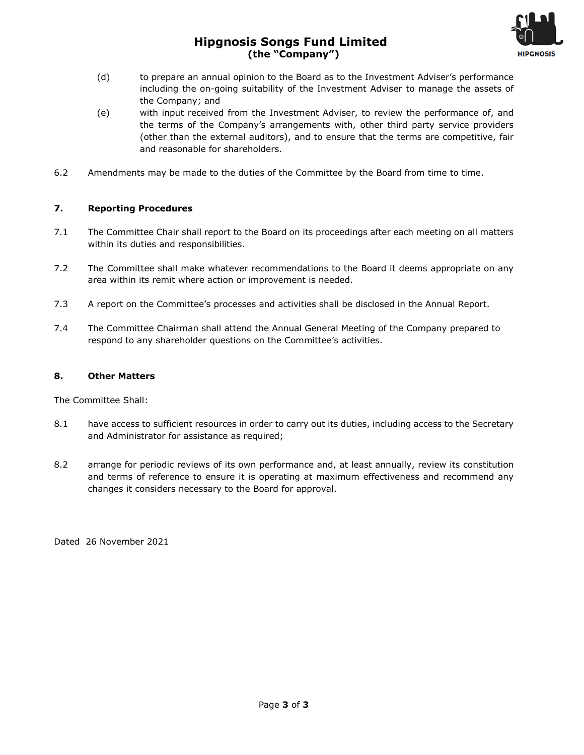(d) to prepare an annual opinion to the Board as to the Investment Adviser's performance including the on-going suitability of the Investment Adviser to manage the assets of the Company; and

(e) with input received from the Investment Adviser, to review the performance of, and the terms of the Company's arrangements with, other third party service providers (other than the external auditors), and to ensure that the terms are competitive, fair and reasonable for shareholders.

6.2 Amendments may be made to the duties of the Committee by the Board from time to time.

## 7. Reporting Procedures

7.1 The Committee Chair shall report to the Board on its proceedings after each meeting on all matters within its duties and responsibilities.

7.2 The Committee shall make whatever recommendations to the Board it deems appropriate on any area within its remit where action or improvement is needed.

7.3 A report on the Committee's processes and activities shall be disclosed in the Annual Report.

7.4 The Committee Chairman shall attend the Annual General Meeting of the Company prepared to respond to any shareholder questions on the Committee's activities.

## 8. Other Matters

The Committee Shall:

8.1 have access to sufficient resources in order to carry out its duties, including access to the Secretary and Administrator for assistance as required;

8.2 arrange for periodic reviews of its own performance and, at least annually, review its constitution and terms of reference to ensure it is operating at maximum effectiveness and recommend any changes it considers necessary to the Board for approval.

Dated 26 November 2021